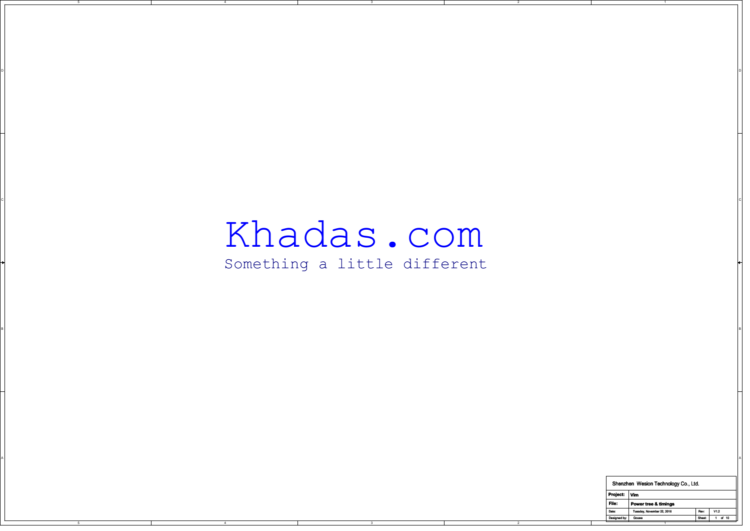# Khadas.com

Something a little different

| Shenzhen Wesion Technology Co., Ltd. | | | |
|---|---|---|---|
| Project: | Vim | | |
| File: | Power tree & timings | | |
| Date: | Tuesday, November 22, 2016 | Rev: | V1.2 |
| Designed by: | Gouwa | Sheet: | 1 of 10 |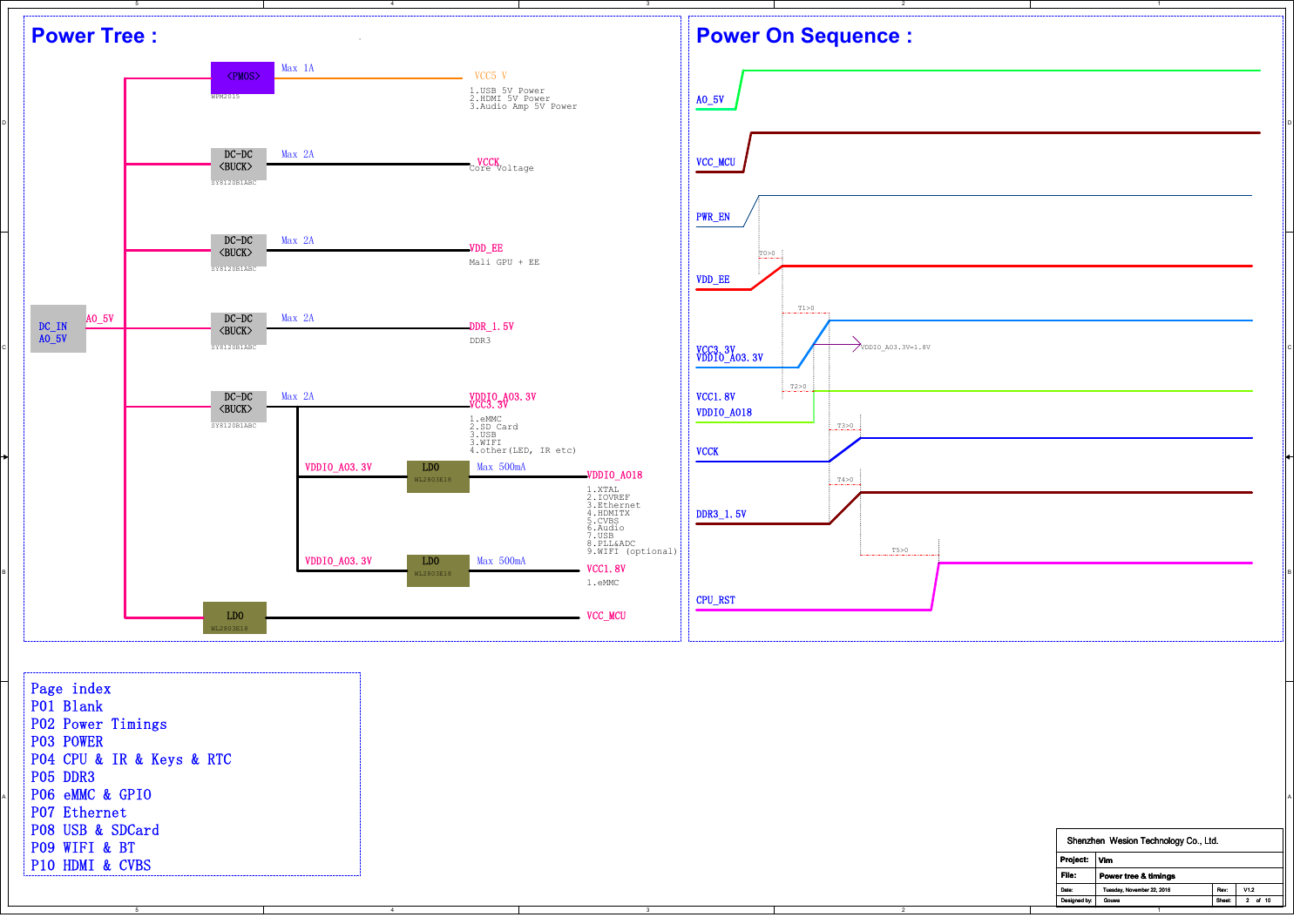# Power Tree :

DC_IN
AO_5V

AO_5V

| Block | Part | Max Current | Output | Loads |
|---|---|---|---|---|
| <PMOS> | WPM2015 | Max 1A | VCC5 V | 1.USB 5V Power 2.HDMI 5V Power 3.Audio Amp 5V Power |
| DC-DC <BUCK> | SY8120B1ABC | Max 2A | VCCK | Core Voltage |
| DC-DC <BUCK> | SY8120B1ABC | Max 2A | VDD_EE | Mali GPU + EE |
| DC-DC <BUCK> | SY8120B1ABC | Max 2A | DDR_1.5V | DDR3 |
| DC-DC <BUCK> | SY8120B1ABC | Max 2A | VDDIO_AO3.3V / VCC3.3V | 1.eMMC 2.SD Card 3.USB 4.WIFI 4.other(LED, IR etc) |
| VDDIO_AO3.3V → LDO | WL2803E18 | Max 500mA | VDDIO_AO18 | 1.XTAL 2.IOVREF 3.Ethernet 4.HDMITX 5.CVBS 6.Audio 7.USB 8.PLL&ADC 9.WIFI (optional) |
| VDDIO_AO3.3V → LDO | WL2803E18 | Max 500mA | VCC1.8V | 1.eMMC |
| LDO | WL2803E18 | | VCC_MCU | |

# Power On Sequence :

AO_5V
VCC_MCU
PWR_EN
VDD_EE
VCC3.3V
VDDIO_AO3.3V
VCC1.8V
VDDIO_AO18
VCCK
DDR3_1.5V
CPU_RST

T0>0
T1>0
T2>0
T3>0
T4>0
T5>0

VDDIO_AO3.3V=1.8V

Page index
P01 Blank
P02 Power Timings
P03 POWER
P04 CPU & IR & Keys & RTC
P05 DDR3
P06 eMMC & GPIO
P07 Ethernet
P08 USB & SDCard
P09 WIFI & BT
P10 HDMI & CVBS

| Shenzhen Wesion Technology Co., Ltd. | | | |
|---|---|---|---|
| Project: | Vim | | |
| File: | Power tree & timings | | |
| Date: | Tuesday, November 22, 2016 | Rev: | V1.2 |
| Designed by: | Gouwa | Sheet: | 2 of 10 |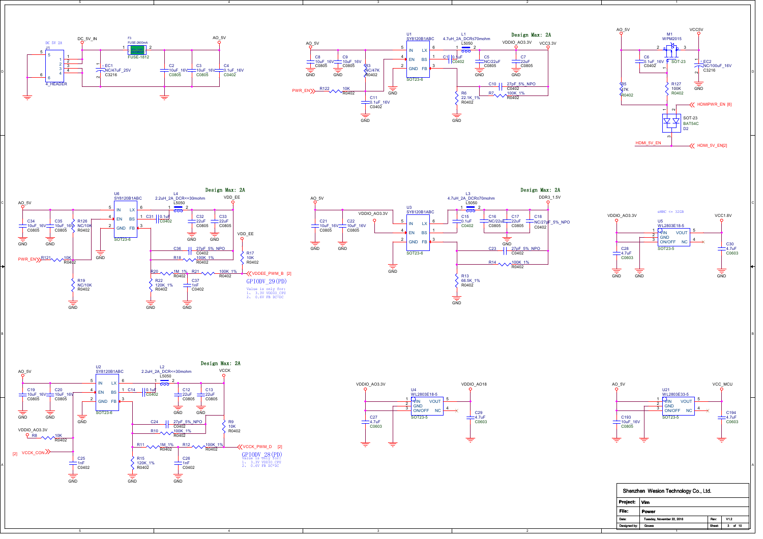DC 5V 2A

J1 4_HEADER — DC_5V_IN

F3 FUSE-2600mA FUSE-1812

EC1 NC/47uF_25V C3216

C2 10uF_16V C0805 C3 10uF_16V C0805 C4 0.1uF_16V C0402

AO_5V

Design Max: 2A

U1 SY8120B1ABC SOT23-6 — L1 4.7uH_2A_DCR≤70mohm L5050 — VDDIO_AO3.3V — VCC3.3V

C8 10uF_16V C0805, C9 10uF_16V C0805, R3 NC/47K R0402, C11 0.1uF_16V C0402, R122 10K R0402, PWR_EN

C1 0.1uF C0402, C5 NC/22uF C0805, C7 22uF C0805, C10 27pF_5%_NPO C0402, R6 22.1K_1% R0402, R7 100K_1% R0402

M1 WPM2015 SOT-23 — VCC5V

C6 0.1uF_16V C0402, EC2 NC/100uF_16V C3216, R5 47K R0402, R127 100K R0402

D2 BAT54C SOT-23 — HDMIPWR_EN [8], HDMI_5V_EN, HDMI_5V_EN[2]

Design Max: 2A

U6 SY8120B1ABC SOT23-6 — L4 2.2uH_2A_DCR<=30mohm L5050 — VDD_EE

C34 10uF_16V C0805, C35 10uF_16V C0805, R126 NC/10K R0402, R121 10K R0402, R19 NC/10K R0402, PWR_EN

C31 0.1uF C0402, C32 22uF C0805, C33 22uF C0805, C36 27pF_5%_NPO C0402, R18 100K_1% R0402, R17 10K R0402, R20 1M_1% R0402, R21 100K_1% R0402, R22 120K_1% R0402, C37 1nF C0402

VDDEE_PWM_B [2]

GPIODV_29(PD)

Value is only for:
1. 3.3V VDDIO_CPU
2. 0.6V FB DC-DC

Design Max: 2A

U3 SY8120B1ABC SOT23-6 — L3 4.7uH_2A_DCR≤70mohm L5050 — DDR3_1.5V

C21 10uF_16V C0805, C22 10uF_16V C0805, VDDIO_AO3.3V

C15 0.1uF C0402, C16 NC/22uF C0805, C17 22uF C0805, C18 NC/27pF_5%_NPO C0402, C23 27pF_5%_NPO C0402, R14 100K_1% R0402, R13 66.5K_1% R0402

eMMC <= 32GB

U5 WL2803E18-5 SOT23-5 — VDDIO_AO3.3V — VCC1.8V

C28 4.7uF C0603, C30 4.7uF C0603

Design Max: 2A

U2 SY8120B1ABC SOT23-6 — L2 2.2uH_2A_DCR<=30mohm L5050 — VCCK

C19 10uF_16V C0805, C20 10uF_16V C0805, R8 10K R0402, VDDIO_AO3.3V, [2] VCCK_CON, C25 1nF C0402

C14 0.1uF C0402, C12 22uF C0805, C13 22uF C0805, C24 27pF_5%_NPO C0402, R10 100K_1% R0402, R9 10K R0402, R11 1M_1% R0402, R12 100K_1% R0402, R15 120K_1% R0402, C26 1nF C0402

VCCK_PWM_D [2]

GPIODV_28(PD)

Value is only for:
1. 3.3V VDDIO_CPU
2. 0.6V FB DC-DC

U4 WL2803E18-5 SOT23-5 — VDDIO_AO3.3V — VDDIO_AO18

C27 4.7uF C0603, C29 4.7uF C0603

U21 WL2803E33-5 SOT23-5 — AO_5V — VCC_MCU

C193 10uF_16V C0805, C194 4.7uF C0603

| Shenzhen Wesion Technology Co., Ltd. | | | |
|---|---|---|---|
| Project: | Vim | | |
| File: | Power | | |
| Date: | Tuesday, November 22, 2016 | Rev: | V1.2 |
| Designed by: | Gouwa | Sheet: | 3 of 10 |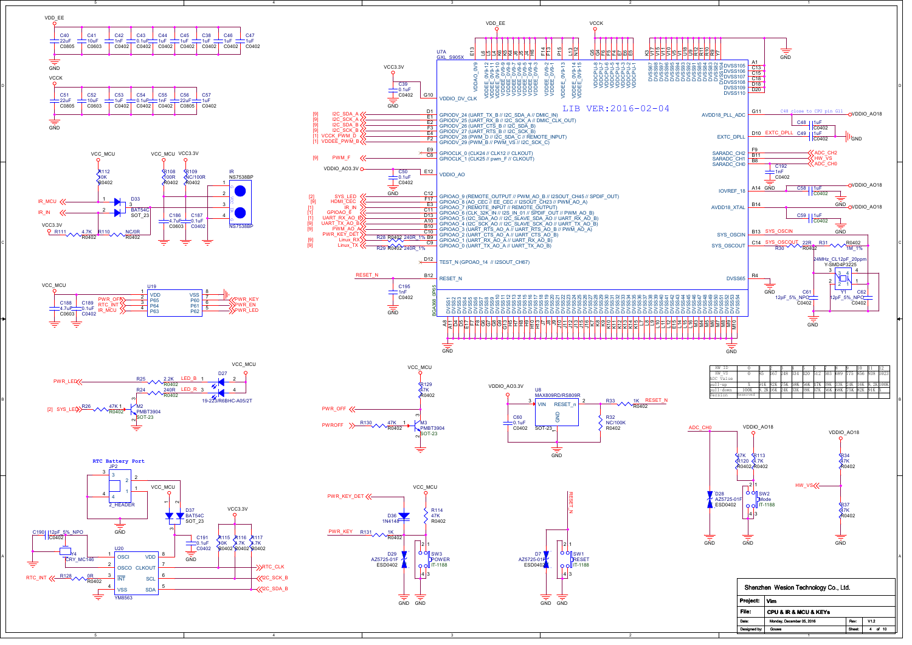LIB VER:2016-02-04

| HW_ID | 0 | 1 | 2 | 3 | 4 | 5 | 6 | 7 | 8 | 9 | 10 | 11 | 12 |
|---|---|---|---|---|---|---|---|---|---|---|---|---|---|
| HW_VS ADC Value | 0 | 85 | 167 | 248 | 334 | 420 | 512 | 603 | 689 | 775 | 856 | 938 | 1023 |
| pull-up | X | 91K | 82K | 75K | 68K | 56K | 47K | 39K | 33K | 24K | 16K | 8.2K | 100K |
| pull-down | 100K | 8.2K | 16K | 24K | 33K | 39K | 47K | 56K | 68K | 75K | 82K | 91K | X |
| Version | Reserved | | | | | | | | | | | | |

RTC Battery Port

| | |
|---|---|
| Shenzhen Wesion Technology Co., Ltd. | |
| Project: | Vim |
| File: | CPU & IR & MCU & KEYs |
| Date: | Monday, December 05, 2016 |
| Rev: | V1.2 |
| Designed by: | Gouwa |
| Sheet: | 4 of 10 |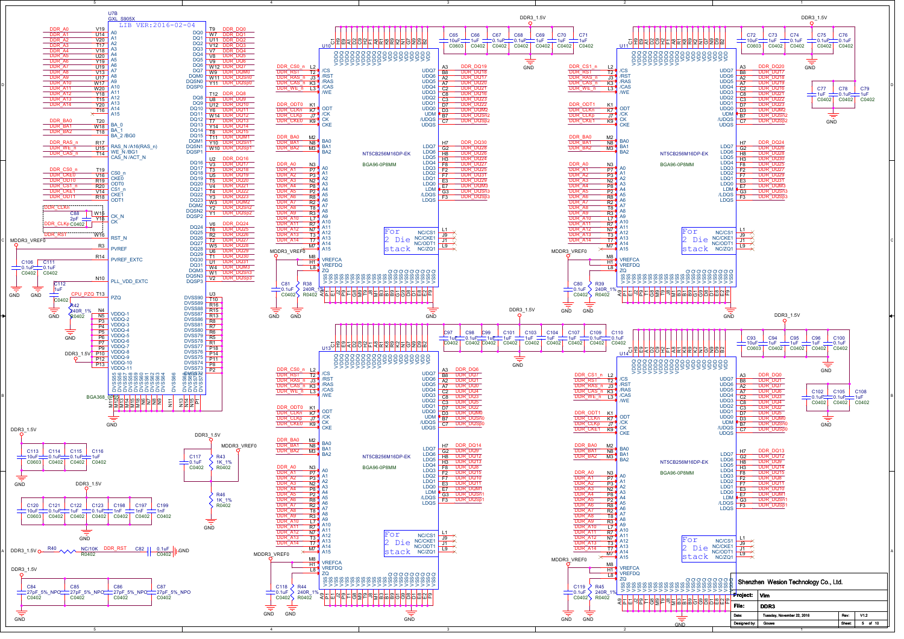**U7B** GXL_S905X — LIB VER:2016-02-04

| Net | Pin | Function | Function | Pin | Net |
|---|---|---|---|---|---|
| DDR_A0 | V19 | A0 | DQ0 | T9 | DDR_DQ0 |
| DDR_A1 | U14 | A1 | DQ1 | W7 | DDR_DQ1 |
| DDR_A2 | V20 | A2 | DQ2 | U11 | DDR_DQ2 |
| DDR_A3 | T17 | A3 | DQ3 | V12 | DDR_DQ3 |
| DDR_A4 | V18 | A4 | DQ4 | W8 | DDR_DQ4 |
| DDR_A5 | U20 | A5 | DQ5 | V8 | DDR_DQ5 |
| DDR_A6 | Y19 | A6 | DQ6 | V9 | DDR_DQ6 |
| DDR_A7 | U19 | A7 | DQ7 | W12 | DDR_DQ7 |
| DDR_A8 | V13 | A8 | DQM0 | W9 | DDR_DQM0 |
| DDR_A9 | U17 | A9 | DQSN0 | W11 | DDR_DQSn0 |
| DDR_A10 | W17 | A10 | DQSP0 | Y11 | DDR_DQSp0 |
| DDR_A11 | W20 | A11 | DQ8 | T12 | DDR_DQ8 |
| DDR_A12 | Y18 | A12 | DQ9 | U8 | DDR_DQ9 |
| DDR_A13 | T15 | A13 | DQ10 | U12 | DDR_DQ10 |
| DDR_A14 | Y20 | A14 | DQ11 | Y8 | DDR_DQ11 |
| | T16 | A15 | DQ12 | V14 | DDR_DQ12 |
| DDR_BA0 | T20 | BA_0 | DQ13 | T7 | DDR_DQ13 |
| DDR_BA1 | W18 | BA_1 | DQ14 | Y14 | DDR_DQ14 |
| DDR_BA2 | T18 | BA_2/BG0 | DQ15 | T8 | DDR_DQ15 |
| DDR_RAS_n | R17 | RAS_N/A16(RAS_n) | DQM1 | T11 | DDR_DQM1 |
| DDR_WE_n | U15 | WE_N/BG1 | DQSN1 | Y10 | DDR_DQSn1 |
| DDR_CAS_n | T14 | CAS_N/ACT_N | DQSP1 | W10 | DDR_DQSp1 |
| DDR_CS0_n | T19 | CS0_n | DQ16 | V3 | DDR_DQ16 |
| DDR_CKE0 | V16 | CKE0 | DQ17 | U3 | DDR_DQ17 |
| DDR_ODT0 | R19 | ODT0 | DQ18 | T3 | DDR_DQ18 |
| DDR_CS1_n | R20 | CS1_n | DQ19 | U5 | DDR_DQ19 |
| DDR_CKE1 | V14 | CKE1 | DQ20 | T5 | DDR_DQ20 |
| DDR_ODT1 | R18 | ODT1 | DQ21 | T6 | DDR_DQ21 |
| DDR_CLKn | W15 | CK_N | DQ22 | Y4 | DDR_DQ22 |
| DDR_CLKp | Y15 | CK | DQ23 | Y3 | DDR_DQ23 |
| DDR_RST | W16 | RST_N | DQM2 | W3 | DDR_DQM2 |
| MDDR3_VREF0 | R3 | PVREF | DQSN2 | Y2 | DDR_DQSn2 |
| | R14 | PVREF_EXTC | DQSP2 | Y1 | DDR_DQSp2 |
| | N10 | PLL_VDD_EXTC | DQ24 | V6 | DDR_DQ24 |
| CPU_PZQ | T13 | PZQ | DQ25 | U6 | DDR_DQ25 |
| | N4 | VDDQ-1 | DQ26 | R2 | DDR_DQ26 |
| | N5 | VDDQ-2 | DQ27 | T2 | DDR_DQ27 |
| | P3 | VDDQ-3 | DQ28 | W5 | DDR_DQ28 |
| | R7 | VDDQ-4 | DQ29 | U6 | DDR_DQ29 |
| | P5 | VDDQ-5 | DQ30 | T1 | DDR_DQ30 |
| | P6 | VDDQ-6 | DQ31 | U1 | DDR_DQ31 |
| | P7 | VDDQ-7 | DQM3 | W4 | DDR_DQM3 |
| | P9 | VDDQ-8 | DQSN3 | W1 | DDR_DQSn3 |
| DDR3_1.5V | P10 | VDDQ-9 | DQSP3 | V2 | DDR_DQSp3 |
| | P12 | VDDQ-10 | | | |
| | P13 | VDDQ-11 | | | |

DVSS90–DVSS72: U3, T10, R16, R15, R13, R8, R6, R5, R1, P18, P14, P11, P8, P4; DVSS55–DVSS66, N11, N13, N15, N16, P1; M12, M13, M14, M16, M18, N6, N7, N8, N9. BGA368_0

C88 2pF C0402 (DDR_CLKn/DDR_CLKp); C106 0.1uF C0402; C111 0.1uF C0402; C112 1uF C0402; R42 240R_1% R0402

**U10 / U11 / U12 / U14**: NT5CB256M16DP-EK, BGA96-0P8MM

Pins: /CS L2 (U10: T2...), /RST T2, /RAS J3, /CAS K3, /WE L3, ODT K1, /CK K7, CK J7, CKE K9, BA0 M2, BA1 N8, BA2 M3, A0 N3, A1 P7, A2 P3, A3 N2, A4 P8, A5 P2, A6 R8, A7 R2, A8 T8, A9 R3, A10 L7, A11 R7, A12 N7, A13 T3, A14 T7, A15 M7, VREFCA M8, VREFDQ H1, ZQ L8; UDQ7 A3, UDQ6 B8, UDQ5 A2, UDQ4 A7, UDQ3 C2, UDQ2 C8, UDQ1 C3, UDQ0 D7, UDM D3, /UDQS B7, UDQS C7; LDQ7 H7, LDQ6 G2, LDQ5 H8, LDQ4 H3, LDQ3 F8, LDQ2 F2, LDQ1 F7, LDQ0 E3, LDM E7, /LDQS G3, LDQS F3; NC/CS1 L1, NC/CKE1 J9, NC/ODT1 J1, NC/ZQ1 L9 — "For 2 Die stack"

| Chip | Control | UDQ7..UDQ0, UDM, /UDQS, UDQS | LDQ7..LDQ0, LDM, /LDQS, LDQS | VREF | ZQ |
|---|---|---|---|---|---|
| U10 | DDR_CS0_n, DDR_ODT0, DDR_CKE0 | DDR_DQ19, DQ18, DQ17, DQ20, DQ16, DQ21, DQ23, DQ22, DQM2, DQSn2, DQSp2 | DDR_DQ30, DQ28, DQ26, DQ24, DQ27, DQ25, DQ31, DQ29, DQM3, DQSn3, DQSp3 | MDDR3_VREF0; C81 0.1uF C0402 | R38 240R_1% R0402 |
| U11 | DDR_CS1_n, DDR_ODT1, DDR_CKE1 | DDR_DQ20, DQ17, DQ18, DQ19, DQ16, DQ21, DQ22, DQ23, DQM2, DQSn2, DQSp2 | DDR_DQ24, DQ26, DQ28, DQ30, DQ25, DQ27, DQ29, DQ31, DQM3, DQSn3, DQSp3 | MDDR3_VREF0; C80 0.1uF C0402 | R39 240R_1% R0402 |
| U12 | DDR_CS0_n, DDR_ODT0, DDR_CKE0 | DDR_DQ6, DQ7, DQ1, DQ0, DQ4, DQ3, DQ5, DQ2, DQM0, DQSn0, DQSp0 | DDR_DQ14, DQ9, DQ12, DQ13, DQ8, DQ15, DQ10, DQ11, DQM1, DQSn1, DQSp1 | MDDR3_VREF0; C118 0.1uF C0402 | R44 240R_1% R0402 |
| U14 | DDR_CS1_n, DDR_ODT1, DDR_CKE1 | DDR_DQ0, DQ1, DQ6, DQ7, DQ3, DQ2, DQ4, DQ5, DQM0, DQSn0, DQSp0 | DDR_DQ13, DQ12, DQ9, DQ14, DQ15, DQ8, DQ11, DQ10, DQM1, DQSn1, DQSp1 | MDDR3_VREF0; C119 0.1uF C0402 | R45 240R_1% R0402 |

Shared nets: DDR_RST, DDR_RAS_n, DDR_CAS_n, DDR_WE_n, DDR_CLKn, DDR_CLKp, DDR_BA0–BA2, DDR_A0–DDR_A14.

**Decoupling (DDR3_1.5V):**
- U10: C65 10uF C0603; C66, C67, C68, C69, C70, C71 1uF C0402
- U11: C72 10uF C0603; C73 1uF, C74 1uF, C75 0.1uF, C76 0.1uF C0402; C77 1uF, C78 0.1uF, C79 1uF C0402
- U12: C97 1uF, C98 0.1uF, C99 1uF, C101 0.1uF, C103 1uF, C104 1uF, C107 1uF, C109 0.1uF, C110 0.1uF C0402
- U14: C93 10uF C0603; C94 1uF, C95 1uF, C96 1uF, C100 0.1uF C0402; C102 0.1uF, C105 0.1uF, C108 1uF C0402
- C113 10uF C0603; C114 0.1uF, C115 0.1uF, C116 1uF C0402
- C120 10uF C0603; C121 0.1uF, C122 1uF, C123 0.1uF, C198 1nF, C197 1nF, C199 1nF C0402

**MDDR3_VREF0:** DDR3_1.5V — R43 1K_1% R0402 — MDDR3_VREF0 — R46 1K_1% R0402 — GND; C117 0.1uF C0402

DDR3_1.5V — R40 NC/10K R0402 — DDR_RST — C82 0.1uF C0402 — GND

DDR3_1.5V: C84, C85, C86, C87 27pF_5%_NPO C0402

| | |
|---|---|
| Company | Shenzhen Wesion Technology Co., Ltd. |
| Project | Vim |
| File | DDR3 |
| Date | Tuesday, November 22, 2016 |
| Rev | V1.2 |
| Designed by | Gouwa |
| Sheet | 5 of 10 |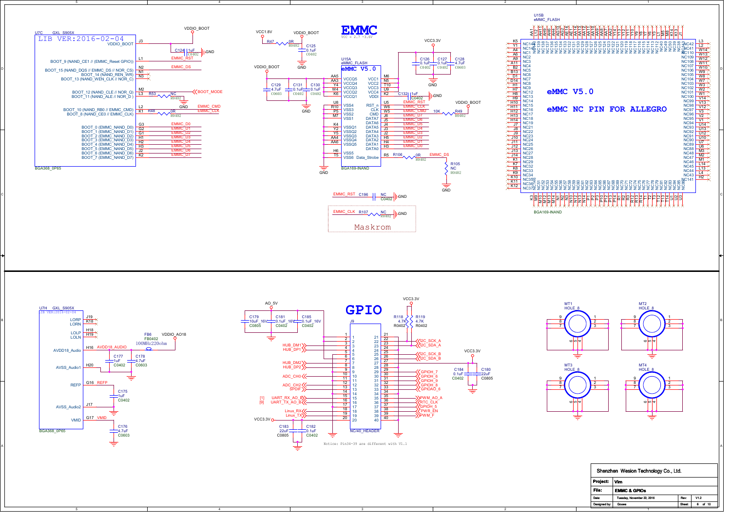# EMMC

VCC = 2.7 ~3.6V

U7C GXL_S905X

LIB VER:2016-02-04

| Pin | Signal | Net |
|---|---|---|
| J3 | VDDIO_BOOT | VDDIO_BOOT |
| L1 | BOOT_9 (NAND_CE1 // (EMMC_Reset GPIO)) | EMMC_RST |
| N2 | BOOT_15 (NAND_DQS // EMMC_DS // NOR_CS) | EMMC_DS |
| N1 | BOOT_14 (NAND_REN_WR) | |
| N3 | BOOT_13 (NAND_WEN_CLK // NOR_C) | |
| M2 | BOOT_12 (NAND_CLE // NOR_Q) | |
| L3 | BOOT_11 (NAND_ALE // NOR_D) | R53 NC R0402 → BOOT_MODE |
| L2 | BOOT_10 (NAND_RB0 // EMMC_CMD) | EMMC_CMD |
| K1 | BOOT_8 (NAND_CE0 // EMMC_CLK) | R48 0R R0402 → EMMC_CLK |
| G3 | BOOT_0 (EMMC_NAND_D0) | EMMC_D0 |
| G2 | BOOT_1 (EMMC_NAND_D1) | EMMC_D1 |
| G1 | BOOT_2 (EMMC_NAND_D2) | EMMC_D2 |
| H1 | BOOT_3 (EMMC_NAND_D3) | EMMC_D3 |
| H2 | BOOT_4 (EMMC_NAND_D4) | EMMC_D4 |
| H3 | BOOT_5 (EMMC_NAND_D5) | EMMC_D5 |
| J2 | BOOT_6 (EMMC_NAND_D6) | EMMC_D6 |
| K2 | BOOT_7 (EMMC_NAND_D7) | EMMC_D7 |

BGA368_0P65

C124 1uF C0402 GND

VCC1.8V — R47 0R R0402 — VDDIO_BOOT; C125 0.1uF C0402 GND

U15A eMMC_FLASH — eMMC V5.0

| Pin | Signal | Pin | Signal |
|---|---|---|---|
| AA5 | VCCQ5 | M6 | VCC1 |
| AA3 | VCCQ4 | N5 | VCC2 |
| Y4 | VCCQ3 | T10 | VCC3 |
| W4 | VCCQ2 | U9 | VCC4 |
| K6 | VCCQ1 | K2 | VDDI |
| U8 | VSS4 | U5 | RST_n (EMMC_RST) |
| R10 | VSS3 | W6 | CLK (EMMC_CLK) |
| P5 | VSS2 | W5 | CMD (EMMC_CMD) |
| M7 | VSS1 | J5 | DATA7 (EMMC_D7) |
| K4 | VSSQ1 | J4 | DATA6 (EMMC_D6) |
| Y2 | VSSQ2 | J3 | DATA5 (EMMC_D5) |
| Y5 | VSSQ3 | J2 | DATA4 (EMMC_D4) |
| AA4 | VSSQ4 | H5 | DATA3 (EMMC_D3) |
| AA6 | VSSQ5 | H4 | DATA2 (EMMC_D2) |
| H6 | VSS5 | H3 | DATA1 (EMMC_D1) |
| T5 | VSS6 | | DATA0 (EMMC_D0) |
| | | R5 | Data_Strobe — R106 0R R0402 — EMMC_DS |

BGA169-INAND

VDDIO_BOOT: C129 4.7uF C0603, C131 0.1uF C0402, C130 0.1uF C0402, GND

VCC3.3V: C126 0.1uF C0402, C127 0.1uF C0402, C128 4.7uF C0603, GND

C132 1uF C0402 GND

VDDIO_BOOT — R49 10K R0402 — EMMC_CMD

R105 NC R0402 GND

EMMC_RST C196 NC C0402 GND

EMMC_CLK R107 NC R0402 GND

Maskrom

U15B eMMC_FLASH

eMMC V5.0

eMMC NC PIN FOR ALLEGRO

BGA169-INAND

# GPIO

U7H GXL_S905X

LIB VER:2016-02-04

| Pin | Signal | Net |
|---|---|---|
| J19 | LORP | |
| K18 | LORN | |
| H18 | LOLP | |
| H19 | LOLN | |
| H16 | AVDD18_Audio | AVDD18_AUDIO |
| H20 | AVSS_Audio1 | |
| G16 | REFP | REFP |
| J17 | AVSS_Audio2 | |
| G17 | VMID | VMID |

BGA368_0P65

FB6 FB0402 100MHz220ohm — VDDIO_AO18

C177 1uF C0402, C178 4.7uF C0603, C175 1uF C0402, C176 4.7uF C0603

AO_5V: C179 10uF_16V C0805, C181 0.1uF_16V C0402, C185 0.1uF_16V C0402

J9 NC/40_HEADER

| Pin | Net | Pin | Net |
|---|---|---|---|
| 1 | AO_5V | 21 | GND |
| 2 | AO_5V | 22 | |
| 3 | HUB_DM1 | 23 | I2C_SCK_A |
| 4 | HUB_DP1 | 24 | I2C_SDA_A |
| 5 | GND | 25 | |
| 6 | GND | 26 | I2C_SCK_B |
| 7 | HUB_DM2 | 27 | I2C_SDA_B |
| 8 | HUB_DP2 | 28 | VCC3.3V |
| 9 | GND | 29 | GPIOH_7 |
| 10 | ADC_CH0 | 30 | GPIOH_6 |
| 11 | GND | 31 | GPIOH_9 |
| 12 | ADC_CH2 | 32 | GPIOH_8 |
| 13 | SPDIF | 33 | GPIOAO_6 |
| 14 | GND | 34 | GND |
| 15 | UART_RX_AO_B [1] | 35 | PWM_AO_A |
| 16 | UART_TX_AO_B [9] | 36 | RTC_CLK |
| 17 | GND | 37 | GPIOH_5 |
| 18 | Linux_RX | 38 | PWR_EN |
| 19 | Linux_TX | 39 | PWM_F |
| 20 | VCC3.3V | 40 | GND |

VCC3.3V: R118 4.7K R0402, R119 4.7K R0402

VCC3.3V: C184 0.1uF C0402, C180 22uF C0805

VCC3.3V: C183 22uF C0805, C182 0.1uF C0402

Notice: Pin34-39 are different with V1.1

MT1 HOLE_8, MT2 HOLE_8, MT3 HOLE_8, MT4 HOLE_8

| | |
|---|---|
| Shenzhen Wesion Technology Co., Ltd. | |
| Project: | Vim |
| File: | EMMC & GPIOs |
| Date: | Tuesday, November 22, 2016 |
| Rev: | V1.2 |
| Designed by: | Gouwa |
| Sheet: | 6 of 10 |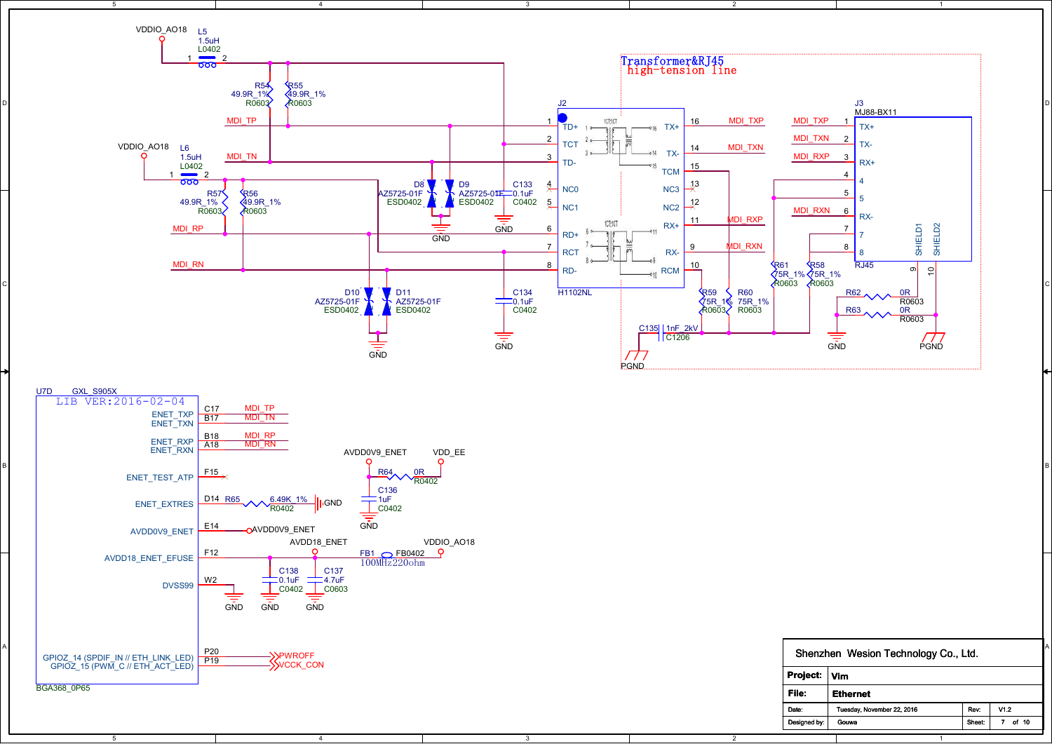Transformer&RJ45
high-tension line

VDDIO_AO18 — L5 1.5uH L0402

R54 49.9R_1% R0603
R55 49.9R_1% R0603

VDDIO_AO18 — L6 1.5uH L0402

R57 49.9R_1% R0603
R56 49.9R_1% R0603

MDI_TP, MDI_TN, MDI_RP, MDI_RN

D8 AZ5725-01F ESD0402
D9 AZ5725-01F ESD0402
D10 AZ5725-01F ESD0402
D11 AZ5725-01F ESD0402

C133 0.1uF C0402
C134 0.1uF C0402

J2 H1102NL

| Pin | Name | Pin | Name |
|---|---|---|---|
| 1 | TD+ | 16 | TX+ |
| 2 | TCT | 14 | TX- |
| 3 | TD- | 15 | TCM |
| 4 | NC0 | 13 | NC3 |
| 5 | NC1 | 12 | NC2 |
| 6 | RD+ | 11 | RX+ |
| 7 | RCT | 9 | RX- |
| 8 | RD- | 10 | RCM |

MDI_TXP, MDI_TXN, MDI_RXP, MDI_RXN

R59 75R_1% R0603
R60 75R_1% R0603
R61 75R_1% R0603
R58 75R_1% R0603

C135 1nF_2kV C1206

PGND

J3 MJ88-BX11 RJ45

| Pin | Name |
|---|---|
| 1 | TX+ (MDI_TXP) |
| 2 | TX- (MDI_TXN) |
| 3 | RX+ (MDI_RXP) |
| 4 | 4 |
| 5 | 5 |
| 6 | RX- (MDI_RXN) |
| 7 | 7 |
| 8 | 8 |
| 9 | SHIELD1 |
| 10 | SHIELD2 |

R62 0R R0603
R63 0R R0603

GND, PGND

U7D GXL_S905X
LIB VER:2016-02-04
BGA368_0P65

| Pin | Signal | Net |
|---|---|---|
| C17 | ENET_TXP | MDI_TP |
| B17 | ENET_TXN | MDI_TN |
| B18 | ENET_RXP | MDI_RP |
| A18 | ENET_RXN | MDI_RN |
| F15 | ENET_TEST_ATP | NC |
| D14 | ENET_EXTRES | R65 6.49K_1% R0402 — GND |
| E14 | AVDD0V9_ENET | AVDD0V9_ENET |
| F12 | AVDD18_ENET_EFUSE | AVDD18_ENET |
| W2 | DVSS99 | GND |
| P20 | GPIOZ_14 (SPDIF_IN // ETH_LINK_LED) | PWROFF |
| P19 | GPIOZ_15 (PWM_C // ETH_ACT_LED) | VCCK_CON |

AVDD0V9_ENET — R64 0R R0402 — VDD_EE
C136 1uF C0402 — GND

AVDD18_ENET — FB1 FB0402 100MHz220ohm — VDDIO_AO18
C138 0.1uF C0402 — GND
C137 4.7uF C0603 — GND

| | |
|---|---|
| Shenzhen Wesion Technology Co., Ltd. | |
| Project: | Vim |
| File: | Ethernet |
| Date: | Tuesday, November 22, 2016 |
| Rev: | V1.2 |
| Designed by: | Gouwa |
| Sheet: | 7 of 10 |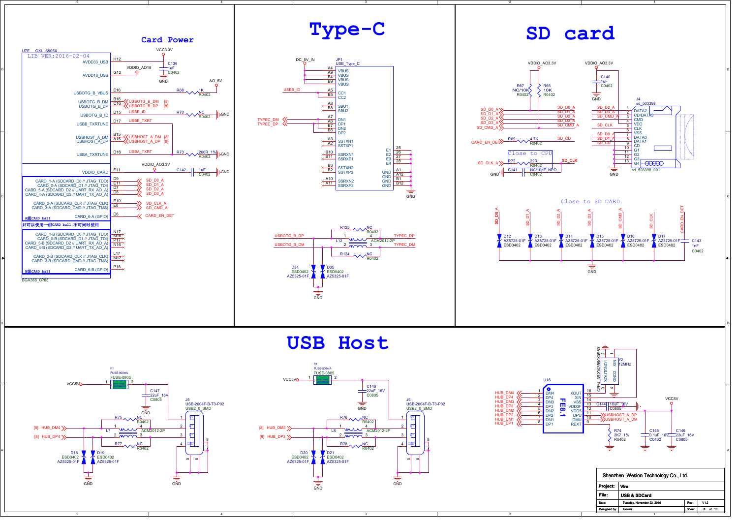## Card Power

U7E GXL_S905X
LIB VER:2016-02-04

- H12 AVDD33_USB — VCC3.3V, C139 1uF C0402, GND
- G12 AVDD18_USB — VDDIO_AO18
- E16 USBOTG_B_VBUS — R68 1K R0402 — AO_5V
- B16 USBOTG_B_DM — USBOTG_B_DM [8]
- C16 USBOTG_B_DP — USBOTG_B_DP [8]
- D15 USBOTG_B_ID — USBB_ID — R70 NC R0402 — GND
- D17 USBB_TXRTUNE — USBB_TXRT
- B15 USBHOST_A_DM — USBHOST_A_DM [8]
- A15 USBHOST_A_DP — USBHOST_A_DP [8]
- D16 USBA_TXRTUNE — USBA_TXRT — R73 200R_1% R0402 — GND
- F11 VDDIO_CARD — VDDIO_AO3.3V, C142 1uF C0402, GND

A组CARD ball
- D9 CARD_1-A (SDCARD_D0 // JTAG_TDO) — SD_D0_A
- E11 CARD_0-A (SDCARD_D1 // JTAG_TDI) — SD_D1_A
- D7 CARD_5-A (SDCARD_D2 // UART_RX_AO_A) — SD_D2_A
- D8 CARD_4-A (SDCARD_D3 // UART_TX_AO_A) — SD_D3_A
- E10 CARD_2-A (SDCARD_CLK // JTAG_CLK) — SD_CLK_A
- E8 CARD_3-A (SDCARD_CMD // JTAG_TMS) — SD_CMD_A
- D6 CARD_6-A (GPIO) — CARD_EN_DET

只可以使用一组CARD ball,不可同时使用

B组CARD ball
- N17 CARD_1-B (SDCARD_D0 // JTAG_TDO)
- M16 CARD_0-B (SDCARD_D1 // JTAG_TDI)
- P17 CARD_5-B (SDCARD_D2 // UART_RX_AO_A)
- N16 CARD_4-B (SDCARD_D3 // UART_TX_AO_A)
- L17 CARD_2-B (SDCARD_CLK // JTAG_CLK)
- M17 CARD_3-B (SDCARD_CMD // JTAG_TMS)
- P16 CARD_6-B (GPIO)

BGA368_0P65

## Type-C

JP1 USB_Type_C
- DC_5V_IN — A4, A9, B4, B9 VBUS
- USBB_ID — A5 CC1; B5 CC2
- A8 SBU1; B8 SBU2
- TYPEC_DM — A7 DN1, B7 DN2; TYPEC_DP — A6 DP1, B6 DP2
- A3 SSTXN1, A2 SSTXP1, B10 SSRXN1, B11 SSRXP1, B3 SSTXN2, B2 SSTXP2, A10 SSRXN2, A11 SSRXP2
- E1, E2, E3, E4 — 25, 26, 27, 28
- GND — A1, A12, B1, B12 — GND

USBOTG_B_DP — R125 NC R0402 — TYPEC_DP
USBOTG_B_DM — R124 NC R0402 — TYPEC_DM
L12 ACM2012-2P
D34 ESD0402 AZ5325-01F, D35 ESD0402 AZ5325-01F, GND

## SD card

VDDIO_AO3.3V: R67 NC/10K R0402, R66 10K R0402
VDDIO_AO3.3V: C140 1uF C0402, GND

SD_D0_A, SD_D1_A, SD_D2_A, SD_D3_A, SD_CMD_A
CARD_EN_DET — R69 4.7K R0402 — SD_CD
Close to CPU
SD_CLK_A — R72 22R R0402 — SD_CLK
C141 NC/10pF_NPO C0402, GND

J4 sd_503398
1 DATA2 (SD_D2_A), 2 CD/DATA3 (SD_D3_A), 3 CMD (SD_CMD_A), 4 VDD, 5 CLK (SD_CLK), 6 VSS, 7 DATA0 (SD_D0_A), 8 DATA1 (SD_D1_A), 9 CD (SD_CD), 10 G1, 11 G2, 12 G3, 13 G4 — GND
sd_503398_001

Close to SD CARD
- D12 AZ5725-01F ESD0402 — SD_D0_A
- D13 AZ5725-01F ESD0402 — SD_D1_A
- D14 AZ5725-01F ESD0402 — SD_D2_A
- D15 AZ5725-01F ESD0402 — SD_D3_A
- D16 AZ5725-01F ESD0402 — SD_CMD_A
- D17 AZ5725-01F ESD0402 — SD_CLK
- C143 1nF C0402 — CARD_EN_DET
- GND

## USB Host

F1 FUSE-900mA FUSE-0805 — VCC5V; C147 22uF_16V C0805, GND
J5 USB-2004F-B-T3-P02 USB2_0_SMD
[8] HUB_DM4, [8] HUB_DP4 — L7 ACM2012-2P; R75 NC R0402; R77 NC R0402
D18 ESD0402 AZ5325-01F, D19 ESD0402 AZ5325-01F, GND

F2 FUSE-500mA FUSE-0805 — VCC5V; C148 22uF_16V C0805, GND
J6 USB-2004F-B-T3-P02 USB2_0_SMD
[8] HUB_DM3, [8] HUB_DP3 — L8 ACM2012-2P; R76 NC R0402; R78 NC R0402
D20 ESD0402 AZ5325-01F, D21 ESD0402 AZ5325-01F, GND

U16 FE8.1
- 1 DM4 (HUB_DM4), 2 DP4 (HUB_DP4), 3 DM3 (HUB_DM3), 4 DP3 (HUB_DP3), 5 DM2 (HUB_DM2), 6 DP2 (HUB_DP2), 7 DM1 (HUB_DM1), 8 DP1 (HUB_DP1)
- 16 XOUT, 15 XIN, 14 VSS, 13 VDD3F, 12 VDD5, 11 DPU (USBHOST_A_DP), 10 DMU (USBHOST_A_DM), 9 REXT
- Y2 12MHz CRY4_3R20X2R50X0R80 (XOUT, GND1, XIN, GND2)
- C144 10uF_16V C0805
- R74 2K7_1% R0402
- VCC5V: C145 0.1uF_16V C0402, C146 22uF_16V C0805

| Shenzhen Wesion Technology Co., Ltd. | | | |
|---|---|---|---|
| Project: | Vim | | |
| File: | USB & SDCard | Rev: | V1.2 |
| Date: | Tuesday, November 22, 2016 | Sheet: | 8 of 10 |
| Designed by: | Gouwa | | |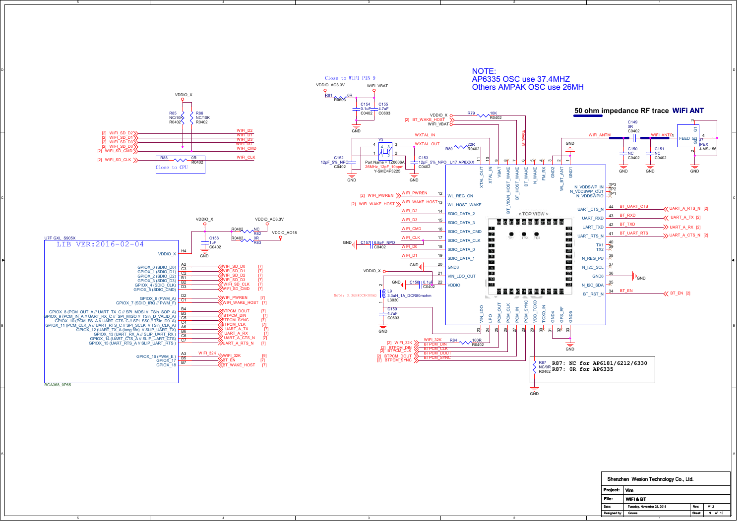**NOTE:**
**AP6335 OSC use 37.4MHZ**
**Others AMPAK OSC use 26MH**

**50 ohm impedance RF trace WiFi ANT**

Close to WIFI PIN 9

Close to CPU

Note: 3.3uH@DCR<80mΩ

Part Name = TZ0606A
26MHz_12pF_10ppm
Y-SMD4P3225

U17 AP6XXX

< TOP VIEW >

U7F GXL_S905X

LIB VER:2016-02-04

BGA368_0P65

R87: NC for AP6181/6212/6330
R87: 0R for AP6335

| U7F GXL_S905X pin | Function | Net |
|---|---|---|
| H4 | VDDIO_X | |
| A2 | GPIOX_0 (SDIO_D0) | WIFI_SD_D0 |
| C3 | GPIOX_1 (SDIO_D1) | WIFI_SD_D1 |
| C2 | GPIOX_2 (SDIO_D2) | WIFI_SD_D2 |
| B1 | GPIOX_3 (SDIO_D3) | WIFI_SD_D3 |
| B2 | GPIOX_4 (SDIO_CLK) | WIFI_SD_CLK |
| D3 | GPIOX_5 (SDIO_CMD) | WIFI_SD_CMD |
| D2 | GPIOX_6 (PWM_A) | WIFI_PWREN |
| C1 | GPIOX_7 (SDIO_IRQ // PWM_F) | WIFI_WAKE_HOST |
| B4 | GPIOX_8 (PCM_OUT_A // UART_TX_C // SPI_MOSI // TSin_SOP_A) | BTPCM_DOUT |
| B3 | GPIOX_9 (PCM_IN_A // UART_RX_C // SPI_MISO // TSin_D_VALID_A) | BTPCM_DIN |
| C5 | GPIOX_10 (PCM_FS_A // UART_CTS_C // SPI_SS0 // TSin_D0_A) | BTPCM_SYNC |
| C4 | GPIOX_11 (PCM_CLK_A // UART_RTS_C // SPI_SCLK // TSin_CLK_A) | BTPCM_CLK |
| A6 | GPIOX_12 (UART_TX_A (long fifo) // SLIP_UART_TX) | UART_A_TX |
| B6 | GPIOX_13 (UART_RX_A // SLIP_UART_RX) | UART_A_RX |
| C6 | GPIOX_14 (UART_CTS_A // SLIP_UART_CTS) | UART_A_CTS_N |
| C7 | GPIOX_15 (UART_RTS_A // SLIP_UART_RTS) | UART_A_RTS_N |
| A3 | GPIOX_16 (PWM_E) | WIFI_32K |
| B5 | GPIOX_17 | BT_EN |
| B7 | GPIOX_18 | BT_WAKE_HOST |

| U17 pin | Function | Net |
|---|---|---|
| 1 | GND1 | |
| 2 | GND2 | |
| 3 | WL_BT_ANT | WIFI_ANTM |
| 4 | FM_RX | |
| 5 | N_WAKE | |
| 6 | BT_WAKE | BTWAKE |
| 7 | BT_HOST_WAKE | BT_WAKE_HOST |
| 8 | BT_VDIN_HOST_WAKE | |
| 9 | VBAT | WIFI_VBAT |
| 10 | XTAL_IN | WXTAL_IN |
| 11 | XTAL_OUT | WXTAL_OUT |
| 12 | WL_REG_ON | WIFI_PWREN |
| 13 | WL_HOST_WAKE | WIFI_WAKE_HOST |
| 14 | SDIO_DATA_2 | WIFI_D2 |
| 15 | SDIO_DATA_3 | WIFI_D3 |
| 16 | SDIO_DATA_CMD | WIFI_CMD |
| 17 | SDIO_DATA_CLK | WIFI_CLK |
| 18 | SDIO_DATA_0 | WIFI_D0 |
| 19 | SDIO_DATA_1 | WIFI_D1 |
| 20 | GND3 | GND |
| 21 | VIN_LDO_OUT | |
| 22 | VDDIO | VDDIO_X |
| 23 | VIN_LDO | |
| 24 | LPO | WIFI_32K |
| 25 | PCM_OUT | BTPCM_DIN |
| 26 | PCM_CLK | BTPCM_CLK |
| 27 | PCM_IN | BTPCM_DOUT |
| 28 | PCM_SYNC | BTPCM_SYNC |
| 29 | VDD_TCXO | |
| 30 | TCXO_IN | |
| 31 | GND4 | |
| 32 | GPS_RF | |
| 33 | GND5 | GND |
| 34 | BT_RST_N | BT_EN |
| 35 | N_I2C_SDA | |
| 36 | GND6 | GND |
| 37 | N_I2C_SCL | |
| 38 | N_REG_PU | |
| 39 | TX2 | |
| 40 | TX1 | |
| 41 | UART_RTS_N | BT_UART_RTS → UART_A_CTS_N |
| 42 | UART_TXD | BT_TXD → UART_A_RX |
| 43 | UART_RXD | BT_RXD → UART_A_TX |
| 44 | UART_CTS_N | BT_UART_CTS → UART_A_RTS_N |
| TP3/TP2/TP1 | N_VDDSWP_IN / N_VDDSWP_OUT / N_VDDSWPIO | |

| Ref | Value | Package |
|---|---|---|
| R85 | NC/10K | R0402 |
| R86 | NC/10K | R0402 |
| R88 | 0R | R0402 |
| R82 | NC | R0402 |
| R83 | 0R | R0402 |
| C156 | 1uF | C0402 |
| R81 | 0R | R0603 |
| C154 | 0.1uF | C0402 |
| C155 | 4.7uF | C0603 |
| R79 | 10K | R0402 |
| R80 | 22R | R0402 |
| C152 | 12pF_5%_NPO | C0402 |
| C153 | 12pF_5%_NPO | C0402 |
| Y3 | 26MHz_12pF_10ppm | Y-SMD4P3225 |
| C157 | 6.8pF_NPO | C0402 |
| C158 | 0.1uF | C0402 |
| L9 | 3.3uH_1A_DCR80mohm | L3030 |
| C159 | 4.7uF | C0603 |
| R84 | 100R | R0402 |
| R87 | NC/0R | R0402 |
| C149 | 0R | C0402 |
| C150 | NC | C0402 |
| C151 | NC | C0402 |
| J7 | IPEX | J-MS-156 |

| Shenzhen Wesion Technology Co., Ltd. | | | |
|---|---|---|---|
| Project: | Vim | | |
| File: | WIFI & BT | | |
| Date: | Tuesday, November 22, 2016 | Rev: | V1.2 |
| Designed by: | Gouwa | Sheet: | 9 of 10 |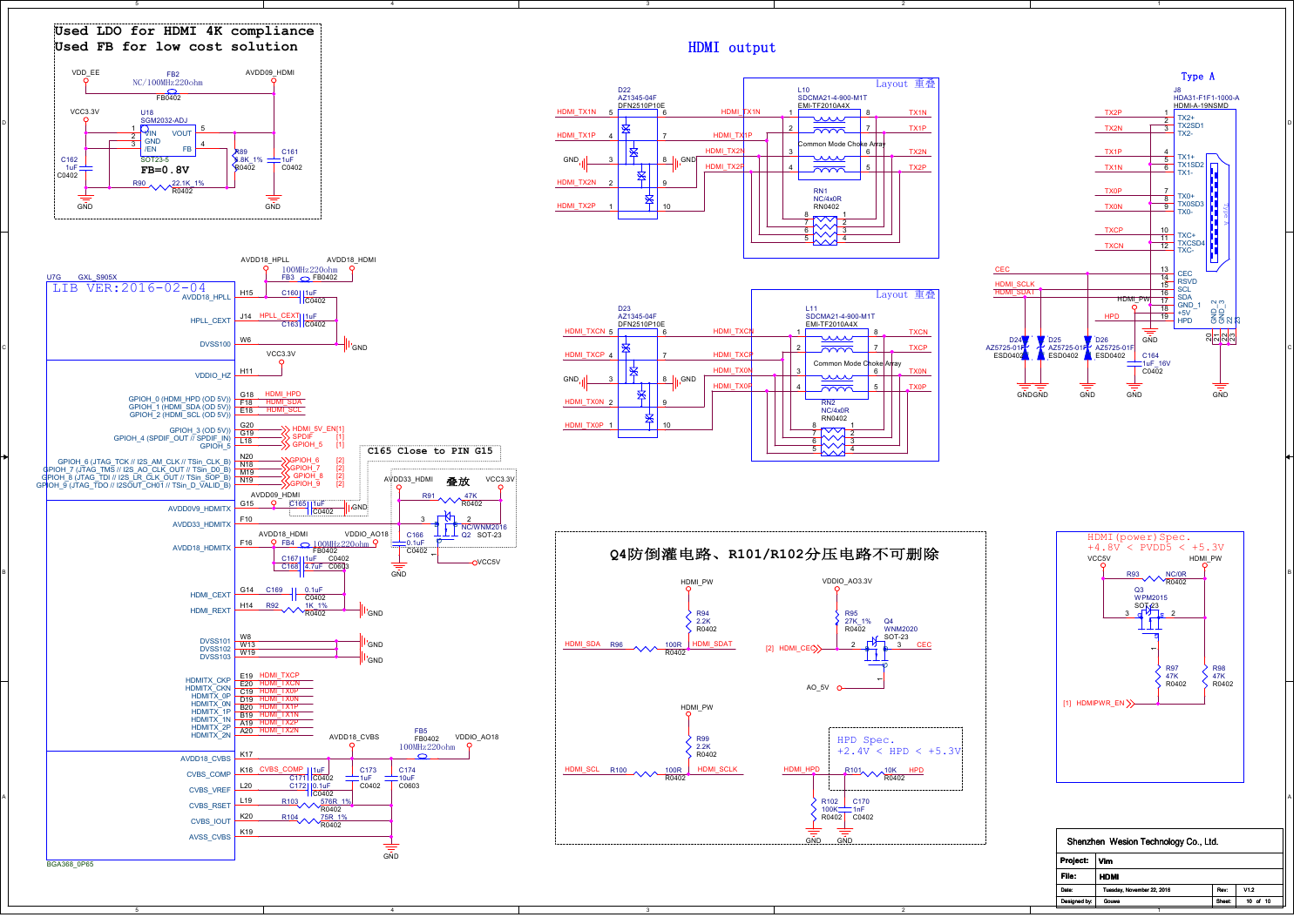Used LDO for HDMI 4K compliance
Used FB for low cost solution

VDD_EE
FB2
NC/100MHz220ohm
FB0402
AVDD09_HDMI

VCC3.3V
U18
SGM2032-ADJ
IN VOUT
GND
/EN FB
SOT23-5
FB=0.8V
R89
9.8K_1%
R0402
C161
1uF
C0402
C162
1uF
C0402
R90 22.1K_1% R0402
GND GND

# HDMI output

Layout 重叠

D22
AZ1345-04F
DFN2510P10E
HDMI_TX1N
HDMI_TX1P
HDMI_TX2N
HDMI_TX2P
L10
SDCMA21-4-900-M1T
EMI-TF2010A4X
Common Mode Choke Array
TX1N
TX1P
TX2N
TX2P
RN1
NC/4x0R
RN0402

Layout 重叠

D23
AZ1345-04F
DFN2510P10E
HDMI_TXCN
HDMI_TXCP
HDMI_TX0N
HDMI_TX0P
L11
SDCMA21-4-900-M1T
EMI-TF2010A4X
Common Mode Choke Array
TXCN
TXCP
TX0N
TX0P
RN2
NC/4x0R
RN0402

Type A

J8
HDA31-F1F1-1000-A
HDMI-A-19NSMD
TX2P TX2+
TX2D1
TX2N TX2-
TX1P TX1+
TX1SD2
TX1N TX1-
TX0P TX0+
TX0SD3
TX0N TX0-
TXCP TXC+
TXCSD4
TXCN TXC-
CEC CEC
HDMI_SCLK RSVD
HDMI_SDAT SCL
HDMI_PW SDA
GND_1
HPD +5V
HPD
GND_2 GND_3 GND_4 GND_5

D24 AZ5725-01F ESD0402
D25 AZ5725-01F ESD0402
D26 AZ5725-01F ESD0402
C164 1uF_16V C0402

U7G GXL_S905X
LIB VER:2016-02-04

AVDD18_HPLL AVDD18_HDMI
100MHz220ohm FB3 FB0402
H15 AVDD18_HPLL C160 1uF C0402
J14 HPLL_CEXT HPLL_CEXT C163 1uF C0402
W6 DVSS100 GND
VCC3.3V
H11 VDDIO_HZ
G18 GPIO_0 (HDMI_HPD (OD 5V)) HDMI_HPD
F18 GPIO_1 (HDMI_SDA (OD 5V)) HDMI_SDA
E18 GPIO_2 (HDMI_SCL (OD 5V)) HDMI_SCL
G20 GPIO_3 (OD 5V) HDMI_5V_EN [1]
G19 GPIO_4 (SPDIF_OUT // SPDIF_IN) SPDIF [1]
L18 GPIO_5 GPIO_5 [1]
N20 GPIO_6 (JTAG_TCK // I2S_AM_CLK // TSin_CLK_B) GPIO_6 [2]
N18 GPIO_7 (JTAG_TMS // I2S_AO_CLK_OUT // TSin_D0_B) GPIO_7 [2]
M19 GPIO_8 (JTAG_TDI // I2S_LR_CLK_OUT // TSin_SOP_B) GPIO_8 [2]
N19 GPIO_9 (JTAG_TDO // I2SOUT_CH01 // TSin_D_VALID_B) GPIO_9 [2]

C165 Close to PIN G15

G15 AVDD0V9_HDMITX C165 1uF C0402 GND
F10 AVDD33_HDMITX
AVDD09_HDMI
AVDD33_HDMI 叠放 VCC3.3V
R91 47K R0402
NC/WNM2016 Q2 SOT-23
C166 0.1uF C0402
VCC5V
F16 AVDD18_HDMITX
AVDD18_HDMI VDDIO_AO18
FB4 100MHz220ohm FB0402
C167 1uF C0402
C168 4.7uF C0603
G14 HDMI_CEXT C169 0.1uF C0402
H14 HDMI_REXT R92 1K_1% R0402 GND
W8 DVSS101
W13 DVSS102
W19 DVSS103
GND

E19 HDMITX_CKP HDMI_TXCP
E20 HDMITX_CKN HDMI_TXCN
C19 HDMITX_0P HDMI_TX0P
D19 HDMITX_0N HDMI_TX0N
B20 HDMITX_1P HDMI_TX1P
B19 HDMITX_1N HDMI_TX1N
A19 HDMITX_2P HDMI_TX2P
A20 HDMITX_2N HDMI_TX2N

AVDD18_CVBS
FB5 FB0402 100MHz220ohm VDDIO_AO18
K17 AVDD18_CVBS
K16 CVBS_COMP CVBS_COMP C171 1uF C0402 C173 1uF C0402 C174 10uF C0603
L20 CVBS_VREF C172 0.1uF C0402
L19 CVBS_RSET R103 576R_1% R0402
K20 CVBS_IOUT R104 75R_1% R0402
K19 AVSS_CVBS
GND
BGA368_0P65

## Q4防倒灌电路、R101/R102分压电路不可删除

HDMI_PW
R94 2.2K R0402
HDMI_SDA R96 100R R0402 HDMI_SDAT

VDDIO_AO3.3V
R95 27K_1% R0402
Q4 WNM2020 SOT-23
[2] HDMI_CEC CEC
AO_5V

HDMI_PW
R99 2.2K R0402
HDMI_SCL R100 100R R0402 HDMI_SCLK

HPD Spec.
+2.4V < HPD < +5.3V

HDMI_HPD R101 10K R0402 HPD
R102 100K R0402
C170 1nF C0402
GND GND

HDMI(power)Spec.
+4.8V < PVDD5 < +5.3V
VCC5V HDMI_PW
R93 NC/0R R0402
Q3 WPM2015 SOT-23
R97 47K R0402
R98 47K R0402
[1] HDMIPWR_EN

Shenzhen Wesion Technology Co., Ltd.

| | |
|---|---|
| Project: | Vim |
| File: | HDMI |
| Date: | Tuesday, November 22, 2016 |
| Rev: | V1.2 |
| Designed by: | Gouwa |